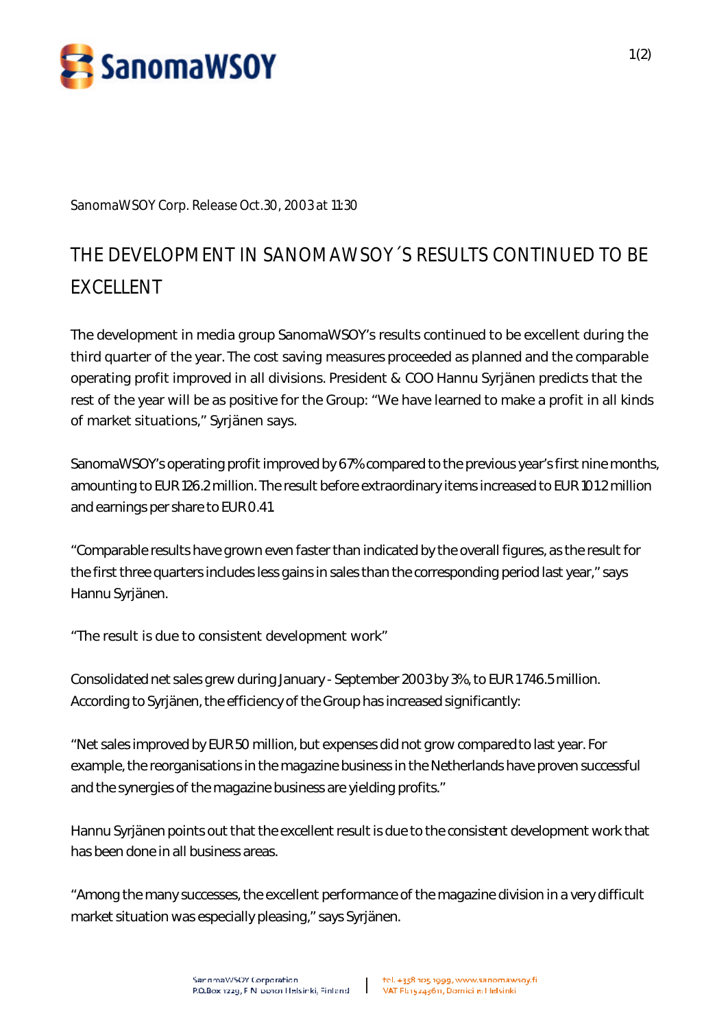SanomaWSOY Corp. Release Oct.30, 2003 at 11:30

# THE DEVELOPMENT IN SANOMAWSOY´S RESULTS CONTINUED TO BE EXCELLENT

The development in media group SanomaWSOY's results continued to be excellent during the third quarter of the year. The cost saving measures proceeded as planned and the comparable operating profit improved in all divisions. President & COO Hannu Syrjänen predicts that the rest of the year will be as positive for the Group: "We have learned to make a profit in all kinds of market situations," Syrjänen says.

SanomaWSOY's operating profit improved by 67% compared to the previous year's first nine months, amounting to EUR 126.2 million. The result before extraordinary items increased to EUR 101.2 million and earnings per share to EUR 0.41.

"Comparable results have grown even faster than indicated by the overall figures, as the result for the first three quarters includes less gains in sales than the corresponding period last year," says Hannu Syrjänen.

"The result is due to consistent development work"

Consolidated net sales grew during January - September 2003 by 3%, to EUR 1746.5 million. According to Syrjänen, the efficiency of the Group has increased significantly:

"Net sales improved by EUR 50 million, but expenses did not grow compared to last year. For example, the reorganisations in the magazine business in the Netherlands have proven successful and the synergies of the magazine business are yielding profits."

Hannu Syrjänen points out that the excellent result is due to the consistent development work that has been done in all business areas.

"Among the many successes, the excellent performance of the magazine division in a very difficult market situation was especially pleasing," says Syrjänen.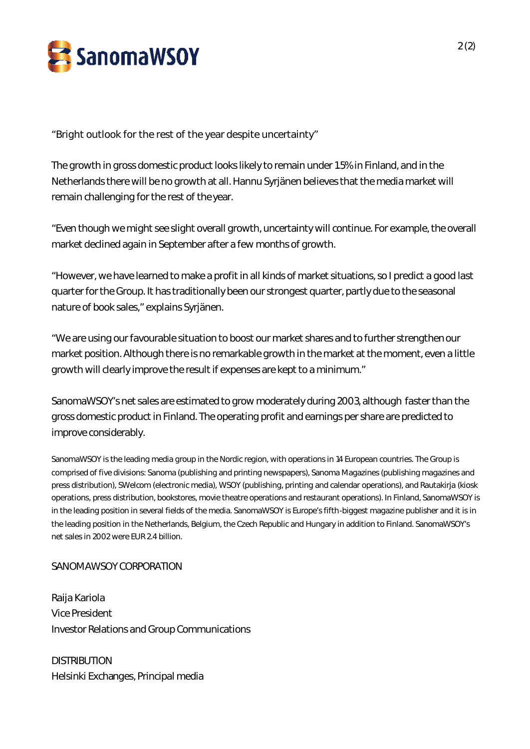"Bright outlook for the rest of the year despite uncertainty"

The growth in gross domestic product looks likely to remain under 1.5% in Finland, and in the Netherlands there will be no growth at all. Hannu Syrjänen believes that the media market will remain challenging for the rest of the year.

"Even though we might see slight overall growth, uncertainty will continue. For example, the overall market declined again in September after a few months of growth.

"However, we have learned to make a profit in all kinds of market situations, so I predict a good last quarter for the Group. It has traditionally been our strongest quarter, partly due to the seasonal nature of book sales," explains Syrjänen.

"We are using our favourable situation to boost our market shares and to further strengthen our market position. Although there is no remarkable growth in the market at the moment, even a little growth will clearly improve the result if expenses are kept to a minimum."

SanomaWSOY's net sales are estimated to grow moderately during 2003, although faster than the gross domestic product in Finland. The operating profit and earnings per share are predicted to improve considerably.

SanomaWSOY is the leading media group in the Nordic region, with operations in 14 European countries. The Group is comprised of five divisions: Sanoma (publishing and printing newspapers), Sanoma Magazines (publishing magazines and press distribution), SWelcom (electronic media), WSOY (publishing, printing and calendar operations), and Rautakirja (kiosk operations, press distribution, bookstores, movie theatre operations and restaurant operations). In Finland, SanomaWSOY is in the leading position in several fields of the media. SanomaWSOY is Europe's fifth-biggest magazine publisher and it is in the leading position in the Netherlands, Belgium, the Czech Republic and Hungary in addition to Finland. SanomaWSOY's net sales in 2002 were EUR 2.4 billion.

SANOMAWSOY CORPORATION

Raija Kariola
Vice President
Investor Relations and Group Communications

DISTRIBUTION
Helsinki Exchanges, Principal media